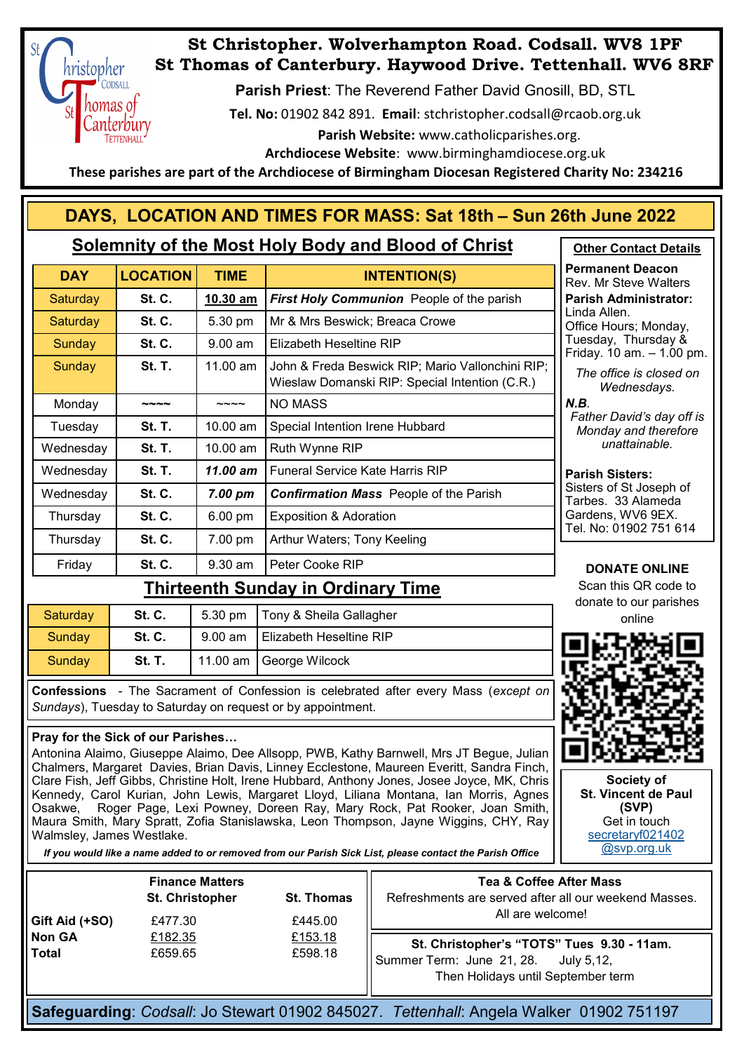# St Christopher. Wolverhampton Road. Codsall. WV8 1PF
# St Thomas of Canterbury. Haywood Drive. Tettenhall. WV6 8RF

**Parish Priest**: The Reverend Father David Gnosill, BD, STL

**Tel. No:** 01902 842 891. **Email**: stchristopher.codsall@rcaob.org.uk

**Parish Website:** www.catholicparishes.org.

**Archdiocese Website**: www.birminghamdiocese.org.uk

**These parishes are part of the Archdiocese of Birmingham Diocesan Registered Charity No: 234216**

## DAYS, LOCATION AND TIMES FOR MASS: Sat 18th – Sun 26th June 2022

### Solemnity of the Most Holy Body and Blood of Christ

| DAY | LOCATION | TIME | INTENTION(S) |
|---|---|---|---|
| Saturday | St. C. | **10.30 am** | ***First Holy Communion*** People of the parish |
| Saturday | St. C. | 5.30 pm | Mr & Mrs Beswick; Breaca Crowe |
| Sunday | St. C. | 9.00 am | Elizabeth Heseltine RIP |
| Sunday | St. T. | 11.00 am | John & Freda Beswick RIP; Mario Vallonchini RIP; Wieslaw Domanski RIP: Special Intention (C.R.) |
| Monday | ~~~~ | ~~~~ | NO MASS |
| Tuesday | St. T. | 10.00 am | Special Intention Irene Hubbard |
| Wednesday | St. T. | 10.00 am | Ruth Wynne RIP |
| Wednesday | St. T. | ***11.00 am*** | Funeral Service Kate Harris RIP |
| Wednesday | St. C. | ***7.00 pm*** | ***Confirmation Mass*** People of the Parish |
| Thursday | St. C. | 6.00 pm | Exposition & Adoration |
| Thursday | St. C. | 7.00 pm | Arthur Waters; Tony Keeling |
| Friday | St. C. | 9.30 am | Peter Cooke RIP |

### Thirteenth Sunday in Ordinary Time

| DAY | LOCATION | TIME | INTENTION(S) |
|---|---|---|---|
| Saturday | St. C. | 5.30 pm | Tony & Sheila Gallagher |
| Sunday | St. C. | 9.00 am | Elizabeth Heseltine RIP |
| Sunday | St. T. | 11.00 am | George Wilcock |

**Confessions** - The Sacrament of Confession is celebrated after every Mass (*except on Sundays*), Tuesday to Saturday on request or by appointment.

**Pray for the Sick of our Parishes…**

Antonina Alaimo, Giuseppe Alaimo, Dee Allsopp, PWB, Kathy Barnwell, Mrs JT Begue, Julian Chalmers, Margaret Davies, Brian Davis, Linney Ecclestone, Maureen Everitt, Sandra Finch, Clare Fish, Jeff Gibbs, Christine Holt, Irene Hubbard, Anthony Jones, Josee Joyce, MK, Chris Kennedy, Carol Kurian, John Lewis, Margaret Lloyd, Liliana Montana, Ian Morris, Agnes Osakwe, Roger Page, Lexi Powney, Doreen Ray, Mary Rock, Pat Rooker, Joan Smith, Maura Smith, Mary Spratt, Zofia Stanislawska, Leon Thompson, Jayne Wiggins, CHY, Ray Walmsley, James Westlake.

***If you would like a name added to or removed from our Parish Sick List, please contact the Parish Office***

**Other Contact Details**

**Permanent Deacon**
Rev. Mr Steve Walters

**Parish Administrator:**
Linda Allen.
Office Hours; Monday, Tuesday, Thursday & Friday. 10 am. – 1.00 pm.

*The office is closed on Wednesdays.*

***N.B.***
*Father David's day off is Monday and therefore unattainable.*

**Parish Sisters:**
Sisters of St Joseph of Tarbes. 33 Alameda Gardens, WV6 9EX.
Tel. No: 01902 751 614

**DONATE ONLINE**
Scan this QR code to donate to our parishes online

**Society of St. Vincent de Paul (SVP)**
Get in touch
secretaryf021402@svp.org.uk

**Finance Matters**

| | St. Christopher | St. Thomas |
|---|---|---|
| **Gift Aid (+SO)** | £477.30 | £445.00 |
| **Non GA** | £182.35 | £153.18 |
| **Total** | £659.65 | £598.18 |

**Tea & Coffee After Mass**
Refreshments are served after all our weekend Masses. All are welcome!

**St. Christopher's "TOTS" Tues 9.30 - 11am.**
Summer Term: June 21, 28. July 5,12,
Then Holidays until September term

**Safeguarding**: *Codsall*: Jo Stewart 01902 845027. *Tettenhall*: Angela Walker 01902 751197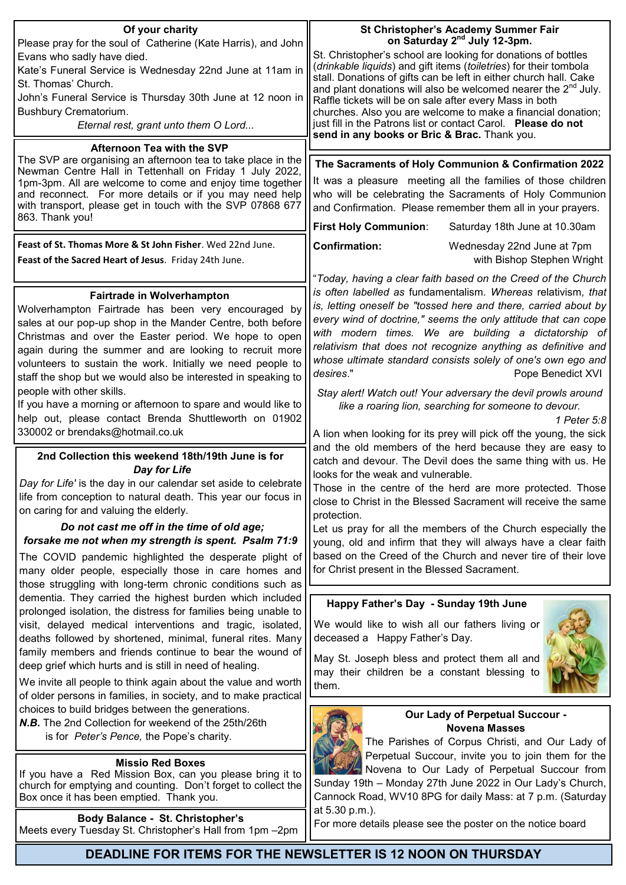### Of your charity

Please pray for the soul of Catherine (Kate Harris), and John Evans who sadly have died.

Kate's Funeral Service is Wednesday 22nd June at 11am in St. Thomas' Church.

John's Funeral Service is Thursday 30th June at 12 noon in Bushbury Crematorium.

*Eternal rest, grant unto them O Lord...*

### Afternoon Tea with the SVP

The SVP are organising an afternoon tea to take place in the Newman Centre Hall in Tettenhall on Friday 1 July 2022, 1pm-3pm. All are welcome to come and enjoy time together and reconnect. For more details or if you may need help with transport, please get in touch with the SVP 07868 677 863. Thank you!

**Feast of St. Thomas More & St John Fisher**. Wed 22nd June.

**Feast of the Sacred Heart of Jesus**. Friday 24th June.

### Fairtrade in Wolverhampton

Wolverhampton Fairtrade has been very encouraged by sales at our pop-up shop in the Mander Centre, both before Christmas and over the Easter period. We hope to open again during the summer and are looking to recruit more volunteers to sustain the work. Initially we need people to staff the shop but we would also be interested in speaking to people with other skills.

If you have a morning or afternoon to spare and would like to help out, please contact Brenda Shuttleworth on 01902 330002 or brendaks@hotmail.co.uk

### 2nd Collection this weekend 18th/19th June is for *Day for Life*

*Day for Life'* is the day in our calendar set aside to celebrate life from conception to natural death. This year our focus in on caring for and valuing the elderly.

***Do not cast me off in the time of old age; forsake me not when my strength is spent. Psalm 71:9***

The COVID pandemic highlighted the desperate plight of many older people, especially those in care homes and those struggling with long-term chronic conditions such as dementia. They carried the highest burden which included prolonged isolation, the distress for families being unable to visit, delayed medical interventions and tragic, isolated, deaths followed by shortened, minimal, funeral rites. Many family members and friends continue to bear the wound of deep grief which hurts and is still in need of healing.

We invite all people to think again about the value and worth of older persons in families, in society, and to make practical choices to build bridges between the generations.

***N.B.*** The 2nd Collection for weekend of the 25th/26th is for *Peter's Pence,* the Pope's charity.

### Missio Red Boxes

If you have a Red Mission Box, can you please bring it to church for emptying and counting. Don't forget to collect the Box once it has been emptied. Thank you.

### Body Balance - St. Christopher's

Meets every Tuesday St. Christopher's Hall from 1pm –2pm

### St Christopher's Academy Summer Fair on Saturday 2nd July 12-3pm.

St. Christopher's school are looking for donations of bottles (*drinkable liquids*) and gift items (*toiletries*) for their tombola stall. Donations of gifts can be left in either church hall. Cake and plant donations will also be welcomed nearer the 2nd July. Raffle tickets will be on sale after every Mass in both churches. Also you are welcome to make a financial donation; just fill in the Patrons list or contact Carol. **Please do not send in any books or Bric & Brac.** Thank you.

### The Sacraments of Holy Communion & Confirmation 2022

It was a pleasure meeting all the families of those children who will be celebrating the Sacraments of Holy Communion and Confirmation. Please remember them all in your prayers.

**First Holy Communion**: Saturday 18th June at 10.30am

**Confirmation:** Wednesday 22nd June at 7pm with Bishop Stephen Wright

"*Today, having a clear faith based on the Creed of the Church is often labelled as* fundamentalism. *Whereas* relativism*, that is, letting oneself be "tossed here and there, carried about by every wind of doctrine," seems the only attitude that can cope with modern times. We are building a dictatorship of relativism that does not recognize anything as definitive and whose ultimate standard consists solely of one's own ego and desires*." Pope Benedict XVI

*Stay alert! Watch out! Your adversary the devil prowls around like a roaring lion, searching for someone to devour.*

*1 Peter 5:8*

A lion when looking for its prey will pick off the young, the sick and the old members of the herd because they are easy to catch and devour. The Devil does the same thing with us. He looks for the weak and vulnerable.

Those in the centre of the herd are more protected. Those close to Christ in the Blessed Sacrament will receive the same protection.

Let us pray for all the members of the Church especially the young, old and infirm that they will always have a clear faith based on the Creed of the Church and never tire of their love for Christ present in the Blessed Sacrament.

### Happy Father's Day - Sunday 19th June

We would like to wish all our fathers living or deceased a Happy Father's Day.

May St. Joseph bless and protect them all and may their children be a constant blessing to them.

### Our Lady of Perpetual Succour - Novena Masses

The Parishes of Corpus Christi, and Our Lady of Perpetual Succour, invite you to join them for the Novena to Our Lady of Perpetual Succour from Sunday 19th – Monday 27th June 2022 in Our Lady's Church, Cannock Road, WV10 8PG for daily Mass: at 7 p.m. (Saturday at 5.30 p.m.).

For more details please see the poster on the notice board

**DEADLINE FOR ITEMS FOR THE NEWSLETTER IS 12 NOON ON THURSDAY**